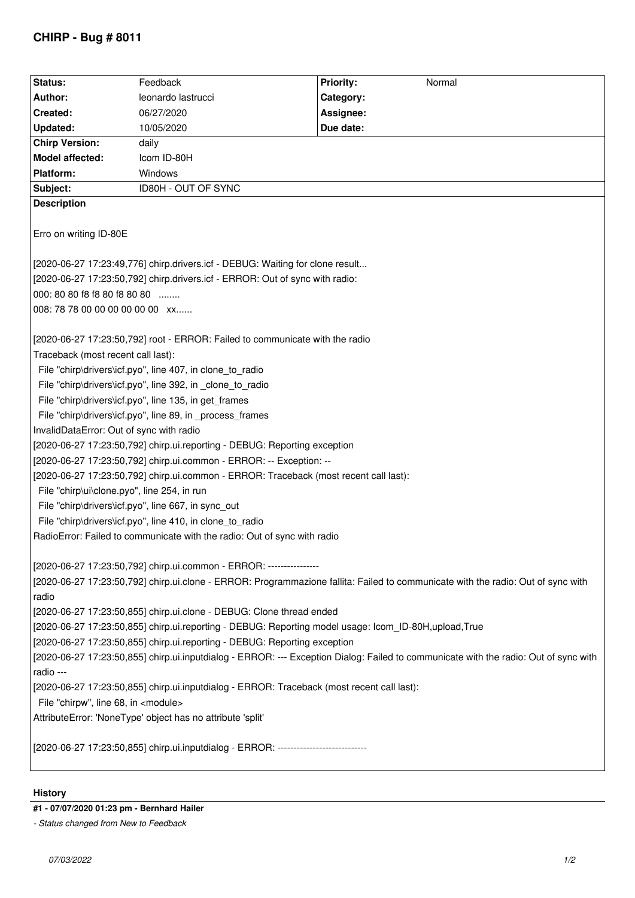# CHIRP - Bug # 8011

| Status: | Feedback | Priority: | Normal |
|---|---|---|---|
| Author: | leonardo lastrucci | Category: | |
| Created: | 06/27/2020 | Assignee: | |
| Updated: | 10/05/2020 | Due date: | |
| Chirp Version: | daily | | |
| Model affected: | Icom ID-80H | | |
| Platform: | Windows | | |
| Subject: | ID80H - OUT OF SYNC | | |

**Description**

Erro on writing ID-80E

```
[2020-06-27 17:23:49,776] chirp.drivers.icf - DEBUG: Waiting for clone result...
[2020-06-27 17:23:50,792] chirp.drivers.icf - ERROR: Out of sync with radio:
000: 80 80 f8 f8 80 f8 80 80  ........
008: 78 78 00 00 00 00 00 00  xx......

[2020-06-27 17:23:50,792] root - ERROR: Failed to communicate with the radio
Traceback (most recent call last):
  File "chirp\drivers\icf.pyo", line 407, in clone_to_radio
  File "chirp\drivers\icf.pyo", line 392, in _clone_to_radio
  File "chirp\drivers\icf.pyo", line 135, in get_frames
  File "chirp\drivers\icf.pyo", line 89, in _process_frames
InvalidDataError: Out of sync with radio
[2020-06-27 17:23:50,792] chirp.ui.reporting - DEBUG: Reporting exception
[2020-06-27 17:23:50,792] chirp.ui.common - ERROR: -- Exception: --
[2020-06-27 17:23:50,792] chirp.ui.common - ERROR: Traceback (most recent call last):
  File "chirp\ui\clone.pyo", line 254, in run
  File "chirp\drivers\icf.pyo", line 667, in sync_out
  File "chirp\drivers\icf.pyo", line 410, in clone_to_radio
RadioError: Failed to communicate with the radio: Out of sync with radio

[2020-06-27 17:23:50,792] chirp.ui.common - ERROR: ----------------
[2020-06-27 17:23:50,792] chirp.ui.clone - ERROR: Programmazione fallita: Failed to communicate with the radio: Out of sync with radio
[2020-06-27 17:23:50,855] chirp.ui.clone - DEBUG: Clone thread ended
[2020-06-27 17:23:50,855] chirp.ui.reporting - DEBUG: Reporting model usage: Icom_ID-80H,upload,True
[2020-06-27 17:23:50,855] chirp.ui.reporting - DEBUG: Reporting exception
[2020-06-27 17:23:50,855] chirp.ui.inputdialog - ERROR: --- Exception Dialog: Failed to communicate with the radio: Out of sync with radio ---
[2020-06-27 17:23:50,855] chirp.ui.inputdialog - ERROR: Traceback (most recent call last):
  File "chirpw", line 68, in <module>
AttributeError: 'NoneType' object has no attribute 'split'

[2020-06-27 17:23:50,855] chirp.ui.inputdialog - ERROR: ----------------------------
```

## History

**#1 - 07/07/2020 01:23 pm - Bernhard Hailer**

*- Status changed from New to Feedback*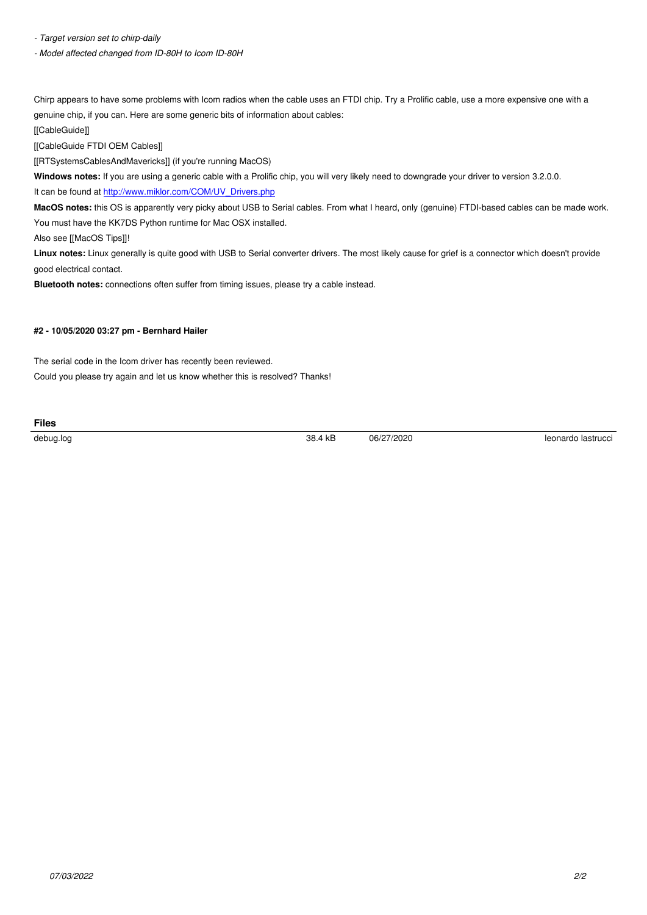- *Target version set to chirp-daily*
- *Model affected changed from ID-80H to Icom ID-80H*

Chirp appears to have some problems with Icom radios when the cable uses an FTDI chip. Try a Prolific cable, use a more expensive one with a genuine chip, if you can. Here are some generic bits of information about cables:

[[CableGuide]]

[[CableGuide FTDI OEM Cables]]

[[RTSystemsCablesAndMavericks]] (if you're running MacOS)

**Windows notes:** If you are using a generic cable with a Prolific chip, you will very likely need to downgrade your driver to version 3.2.0.0.

It can be found at http://www.miklor.com/COM/UV_Drivers.php

**MacOS notes:** this OS is apparently very picky about USB to Serial cables. From what I heard, only (genuine) FTDI-based cables can be made work.

You must have the KK7DS Python runtime for Mac OSX installed.

Also see [[MacOS Tips]]!

**Linux notes:** Linux generally is quite good with USB to Serial converter drivers. The most likely cause for grief is a connector which doesn't provide good electrical contact.

**Bluetooth notes:** connections often suffer from timing issues, please try a cable instead.

#### #2 - 10/05/2020 03:27 pm - Bernhard Hailer

The serial code in the Icom driver has recently been reviewed.

Could you please try again and let us know whether this is resolved? Thanks!

### Files

| | | | |
|---|---|---|---|
| debug.log | 38.4 kB | 06/27/2020 | leonardo lastrucci |